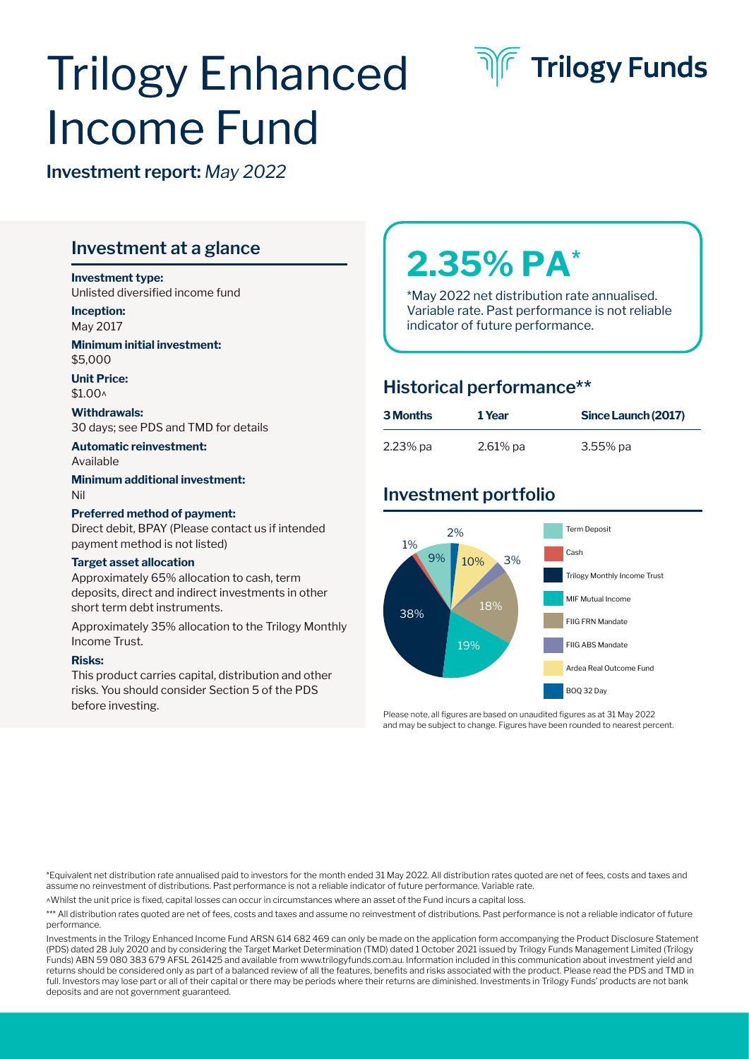# Trilogy Enhanced Income Fund

Trilogy Funds

**Investment report:** *May 2022*

## Investment at a glance

**Investment type:**
Unlisted diversified income fund

**Inception:**
May 2017

**Minimum initial investment:**
$5,000

**Unit Price:**
$1.00^

**Withdrawals:**
30 days; see PDS and TMD for details

**Automatic reinvestment:**
Available

**Minimum additional investment:**
Nil

**Preferred method of payment:**
Direct debit, BPAY (Please contact us if intended payment method is not listed)

**Target asset allocation**

Approximately 65% allocation to cash, term deposits, direct and indirect investments in other short term debt instruments.

Approximately 35% allocation to the Trilogy Monthly Income Trust.

**Risks:**

This product carries capital, distribution and other risks. You should consider Section 5 of the PDS before investing.

# 2.35% PA*

*May 2022 net distribution rate annualised. Variable rate. Past performance is not reliable indicator of future performance.

## Historical performance**

| 3 Months | 1 Year | Since Launch (2017) |
|---|---|---|
| 2.23% pa | 2.61% pa | 3.55% pa |

## Investment portfolio

| Asset | Allocation |
|---|---|
| Term Deposit | 9% |
| Cash | 1% |
| Trilogy Monthly Income Trust | 38% |
| MIF Mutual Income | 19% |
| FIIG FRN Mandate | 18% |
| FIIG ABS Mandate | 3% |
| Ardea Real Outcome Fund | 10% |
| BOQ 32 Day | 2% |

Please note, all figures are based on unaudited figures as at 31 May 2022 and may be subject to change. Figures have been rounded to nearest percent.

*Equivalent net distribution rate annualised paid to investors for the month ended 31 May 2022. All distribution rates quoted are net of fees, costs and taxes and assume no reinvestment of distributions. Past performance is not a reliable indicator of future performance. Variable rate.

^Whilst the unit price is fixed, capital losses can occur in circumstances where an asset of the Fund incurs a capital loss.

*** All distribution rates quoted are net of fees, costs and taxes and assume no reinvestment of distributions. Past performance is not a reliable indicator of future performance.

Investments in the Trilogy Enhanced Income Fund ARSN 614 682 469 can only be made on the application form accompanying the Product Disclosure Statement (PDS) dated 28 July 2020 and by considering the Target Market Determination (TMD) dated 1 October 2021 issued by Trilogy Funds Management Limited (Trilogy Funds) ABN 59 080 383 679 AFSL 261425 and available from www.trilogyfunds.com.au. Information included in this communication about investment yield and returns should be considered only as part of a balanced review of all the features, benefits and risks associated with the product. Please read the PDS and TMD in full. Investors may lose part or all of their capital or there may be periods where their returns are diminished. Investments in Trilogy Funds' products are not bank deposits and are not government guaranteed.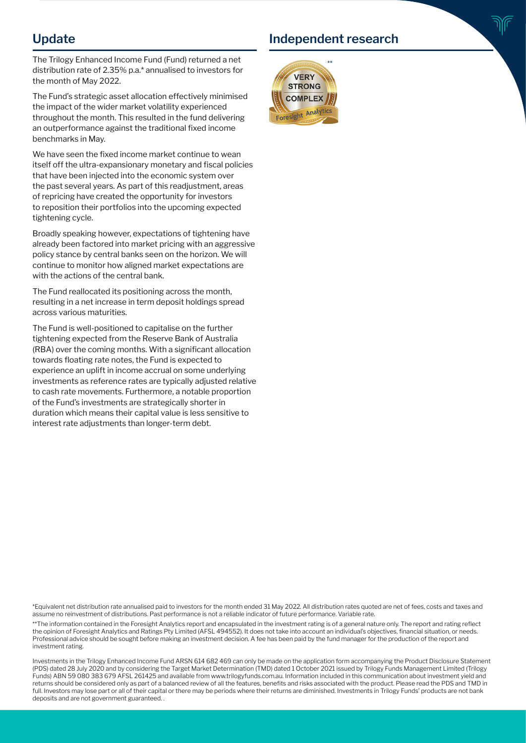## Update

The Trilogy Enhanced Income Fund (Fund) returned a net distribution rate of 2.35% p.a.* annualised to investors for the month of May 2022.

The Fund's strategic asset allocation effectively minimised the impact of the wider market volatility experienced throughout the month. This resulted in the fund delivering an outperformance against the traditional fixed income benchmarks in May.

We have seen the fixed income market continue to wean itself off the ultra-expansionary monetary and fiscal policies that have been injected into the economic system over the past several years. As part of this readjustment, areas of repricing have created the opportunity for investors to reposition their portfolios into the upcoming expected tightening cycle.

Broadly speaking however, expectations of tightening have already been factored into market pricing with an aggressive policy stance by central banks seen on the horizon. We will continue to monitor how aligned market expectations are with the actions of the central bank.

The Fund reallocated its positioning across the month, resulting in a net increase in term deposit holdings spread across various maturities.

The Fund is well-positioned to capitalise on the further tightening expected from the Reserve Bank of Australia (RBA) over the coming months. With a significant allocation towards floating rate notes, the Fund is expected to experience an uplift in income accrual on some underlying investments as reference rates are typically adjusted relative to cash rate movements. Furthermore, a notable proportion of the Fund's investments are strategically shorter in duration which means their capital value is less sensitive to interest rate adjustments than longer-term debt.

## Independent research

**

VERY STRONG

COMPLEX

Foresight Analytics

*Equivalent net distribution rate annualised paid to investors for the month ended 31 May 2022. All distribution rates quoted are net of fees, costs and taxes and assume no reinvestment of distributions. Past performance is not a reliable indicator of future performance. Variable rate.

**The information contained in the Foresight Analytics report and encapsulated in the investment rating is of a general nature only. The report and rating reflect the opinion of Foresight Analytics and Ratings Pty Limited (AFSL 494552). It does not take into account an individual's objectives, financial situation, or needs. Professional advice should be sought before making an investment decision. A fee has been paid by the fund manager for the production of the report and investment rating.

Investments in the Trilogy Enhanced Income Fund ARSN 614 682 469 can only be made on the application form accompanying the Product Disclosure Statement (PDS) dated 28 July 2020 and by considering the Target Market Determination (TMD) dated 1 October 2021 issued by Trilogy Funds Management Limited (Trilogy Funds) ABN 59 080 383 679 AFSL 261425 and available from www.trilogyfunds.com.au. Information included in this communication about investment yield and returns should be considered only as part of a balanced review of all the features, benefits and risks associated with the product. Please read the PDS and TMD in full. Investors may lose part or all of their capital or there may be periods where their returns are diminished. Investments in Trilogy Funds' products are not bank deposits and are not government guaranteed. .